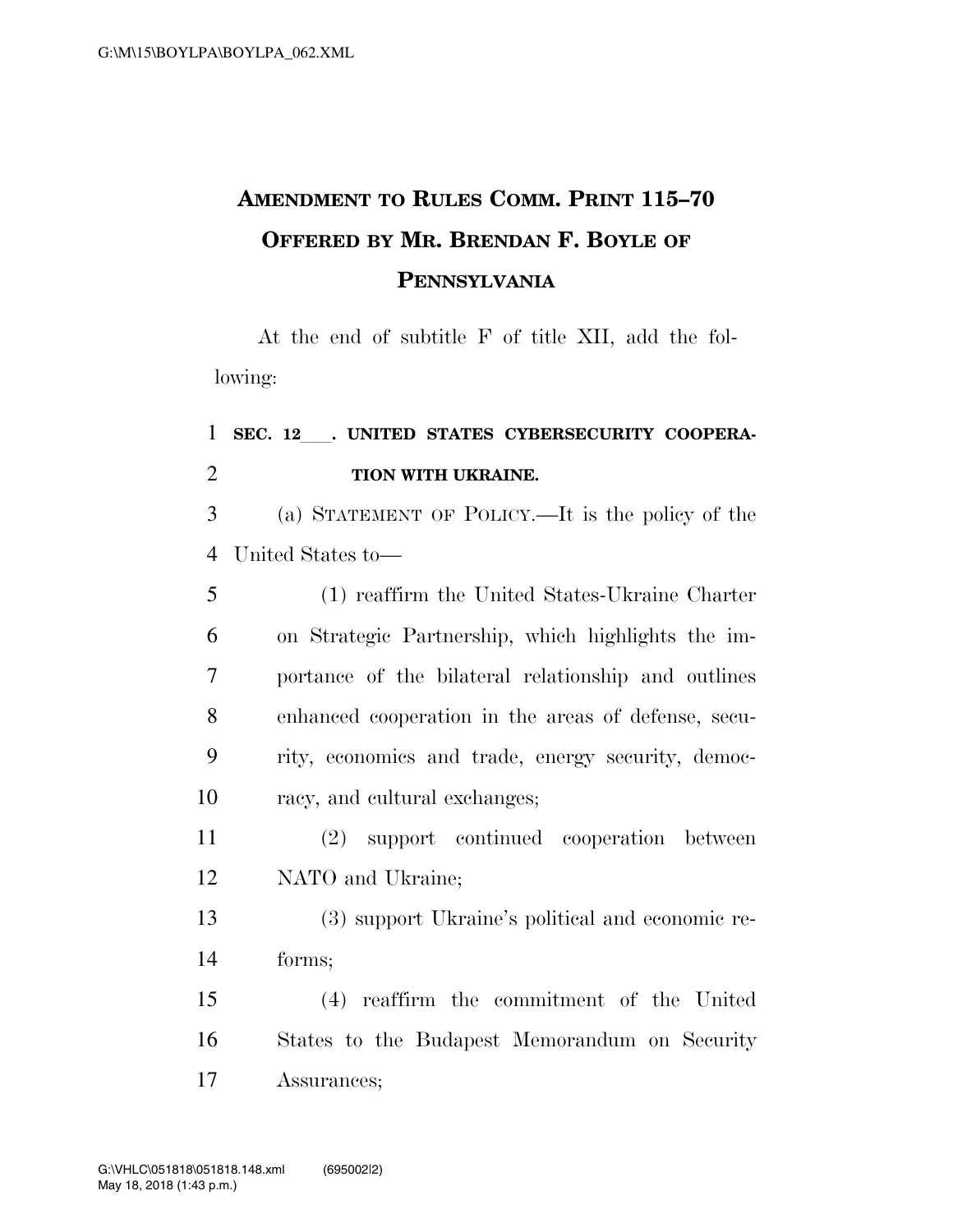# AMENDMENT TO RULES COMM. PRINT 115–70 OFFERED BY MR. BRENDAN F. BOYLE OF PENNSYLVANIA

At the end of subtitle F of title XII, add the following:

**SEC. 12___. UNITED STATES CYBERSECURITY COOPERATION WITH UKRAINE.**

(a) STATEMENT OF POLICY.—It is the policy of the United States to—

(1) reaffirm the United States-Ukraine Charter on Strategic Partnership, which highlights the importance of the bilateral relationship and outlines enhanced cooperation in the areas of defense, security, economics and trade, energy security, democracy, and cultural exchanges;

(2) support continued cooperation between NATO and Ukraine;

(3) support Ukraine's political and economic reforms;

(4) reaffirm the commitment of the United States to the Budapest Memorandum on Security Assurances;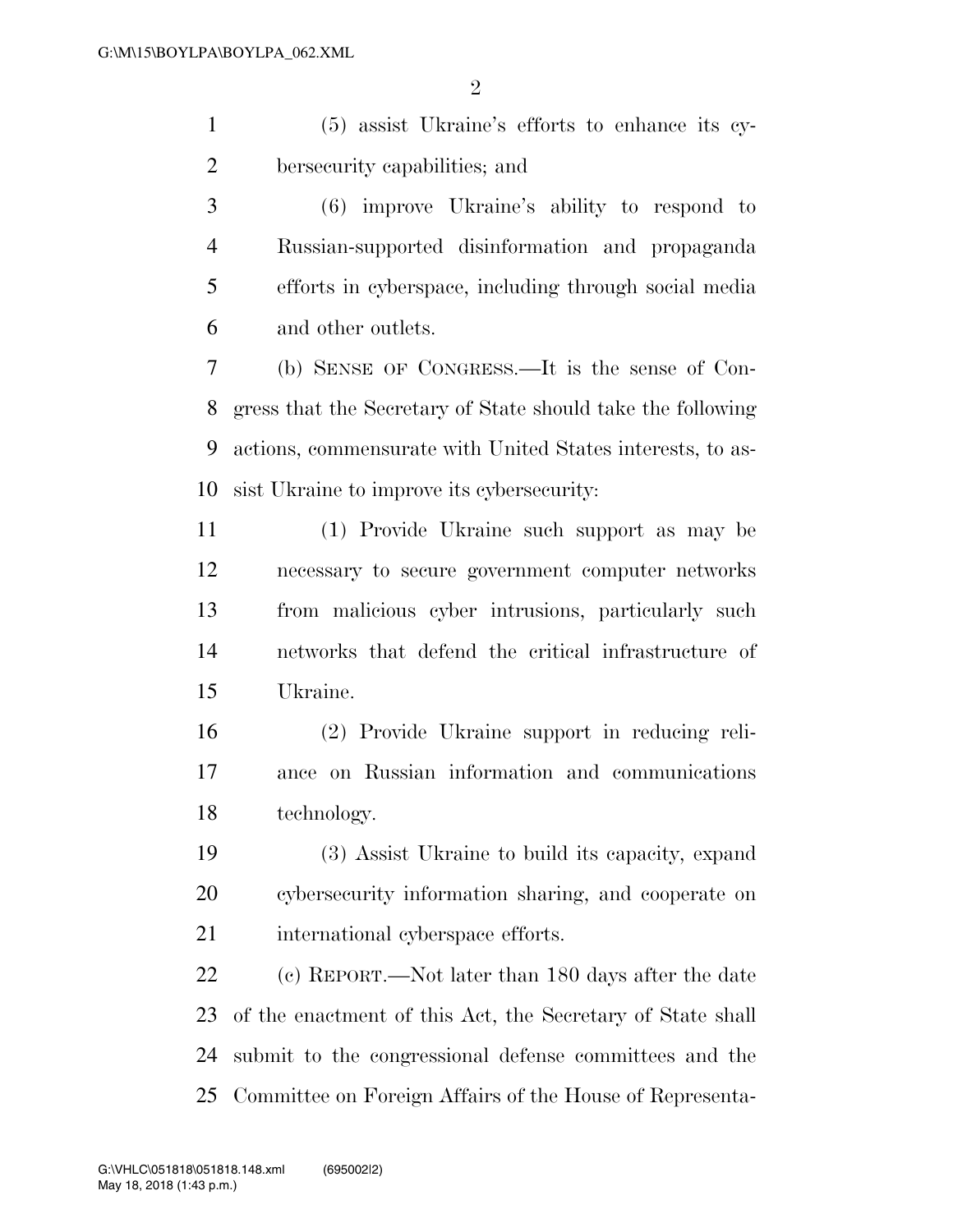(5) assist Ukraine's efforts to enhance its cybersecurity capabilities; and

(6) improve Ukraine's ability to respond to Russian-supported disinformation and propaganda efforts in cyberspace, including through social media and other outlets.

(b) SENSE OF CONGRESS.—It is the sense of Congress that the Secretary of State should take the following actions, commensurate with United States interests, to assist Ukraine to improve its cybersecurity:

(1) Provide Ukraine such support as may be necessary to secure government computer networks from malicious cyber intrusions, particularly such networks that defend the critical infrastructure of Ukraine.

(2) Provide Ukraine support in reducing reliance on Russian information and communications technology.

(3) Assist Ukraine to build its capacity, expand cybersecurity information sharing, and cooperate on international cyberspace efforts.

(c) REPORT.—Not later than 180 days after the date of the enactment of this Act, the Secretary of State shall submit to the congressional defense committees and the Committee on Foreign Affairs of the House of Representa-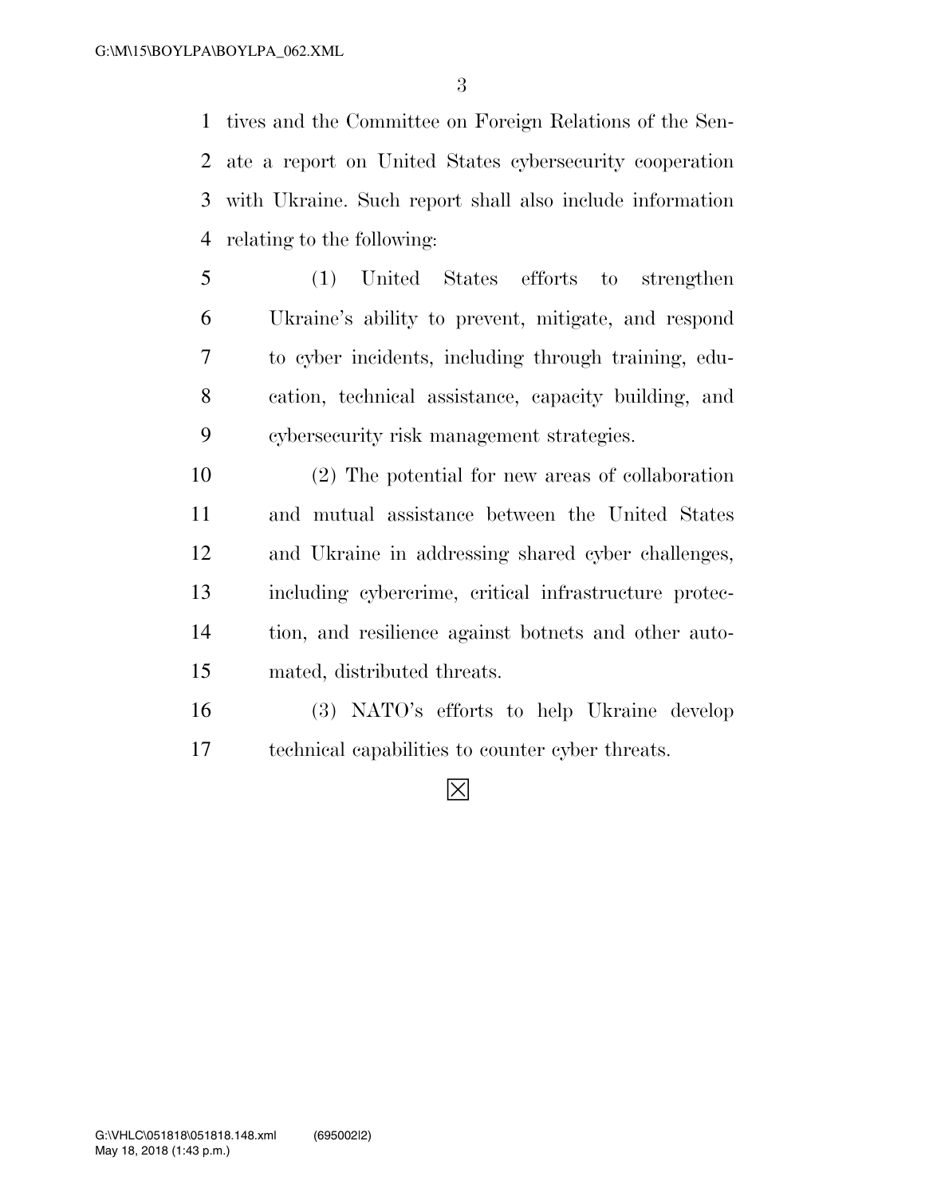tives and the Committee on Foreign Relations of the Senate a report on United States cybersecurity cooperation with Ukraine. Such report shall also include information relating to the following:

(1) United States efforts to strengthen Ukraine's ability to prevent, mitigate, and respond to cyber incidents, including through training, education, technical assistance, capacity building, and cybersecurity risk management strategies.

(2) The potential for new areas of collaboration and mutual assistance between the United States and Ukraine in addressing shared cyber challenges, including cybercrime, critical infrastructure protection, and resilience against botnets and other automated, distributed threats.

(3) NATO's efforts to help Ukraine develop technical capabilities to counter cyber threats.

☒